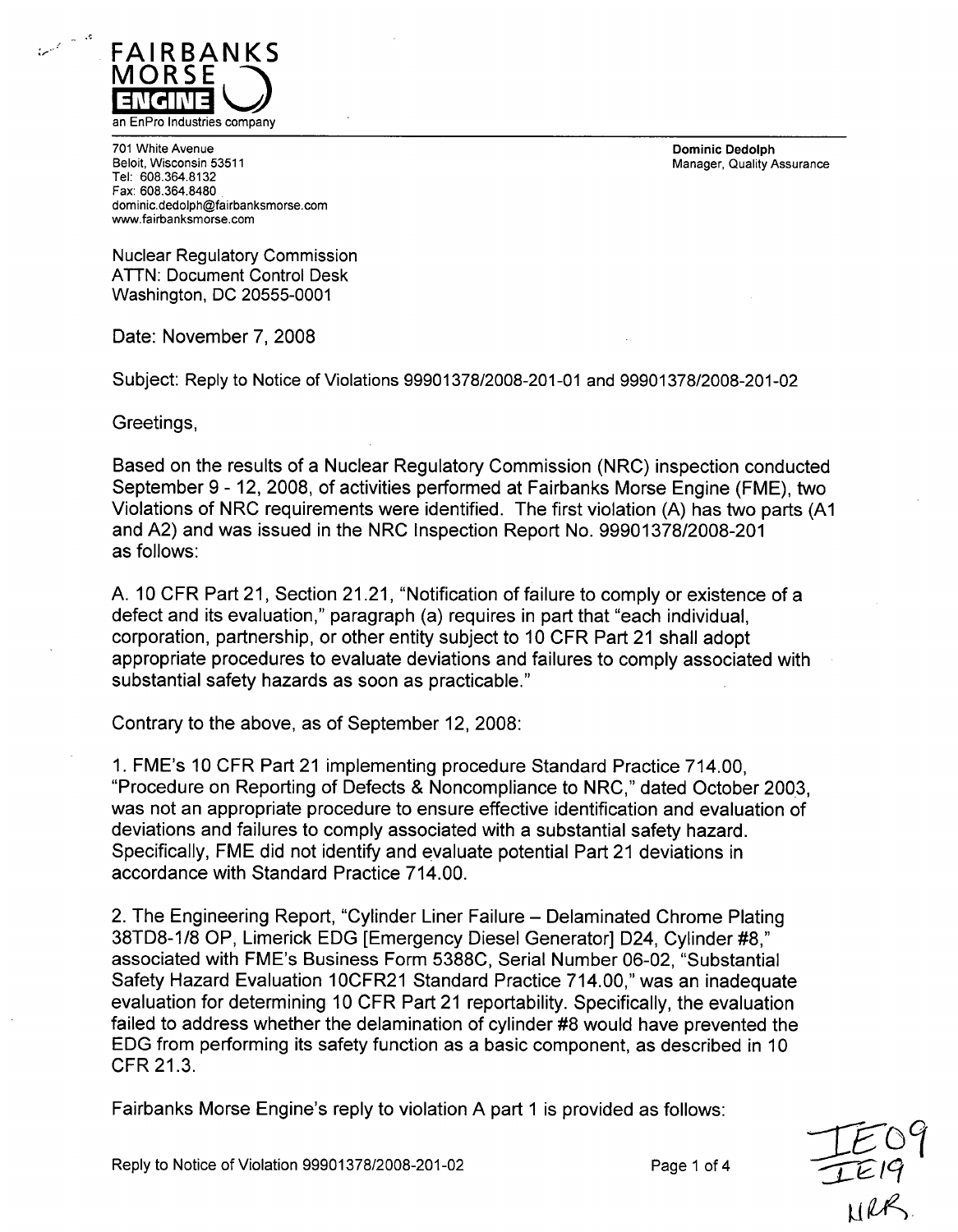**FAIRBANKS MORSE ENGINE**
an EnPro Industries company

701 White Avenue
Beloit, Wisconsin 53511
Tel: 608.364.8132
Fax: 608.364.8480
dominic.dedolph@fairbanksmorse.com
www.fairbanksmorse.com

**Dominic Dedolph**
Manager, Quality Assurance

Nuclear Regulatory Commission
ATTN: Document Control Desk
Washington, DC 20555-0001

Date: November 7, 2008

Subject: Reply to Notice of Violations 99901378/2008-201-01 and 99901378/2008-201-02

Greetings,

Based on the results of a Nuclear Regulatory Commission (NRC) inspection conducted September 9 - 12, 2008, of activities performed at Fairbanks Morse Engine (FME), two Violations of NRC requirements were identified. The first violation (A) has two parts (A1 and A2) and was issued in the NRC Inspection Report No. 99901378/2008-201 as follows:

A. 10 CFR Part 21, Section 21.21, "Notification of failure to comply or existence of a defect and its evaluation," paragraph (a) requires in part that "each individual, corporation, partnership, or other entity subject to 10 CFR Part 21 shall adopt appropriate procedures to evaluate deviations and failures to comply associated with substantial safety hazards as soon as practicable."

Contrary to the above, as of September 12, 2008:

1. FME's 10 CFR Part 21 implementing procedure Standard Practice 714.00, "Procedure on Reporting of Defects & Noncompliance to NRC," dated October 2003, was not an appropriate procedure to ensure effective identification and evaluation of deviations and failures to comply associated with a substantial safety hazard. Specifically, FME did not identify and evaluate potential Part 21 deviations in accordance with Standard Practice 714.00.

2. The Engineering Report, "Cylinder Liner Failure – Delaminated Chrome Plating 38TD8-1/8 OP, Limerick EDG [Emergency Diesel Generator] D24, Cylinder #8," associated with FME's Business Form 5388C, Serial Number 06-02, "Substantial Safety Hazard Evaluation 10CFR21 Standard Practice 714.00," was an inadequate evaluation for determining 10 CFR Part 21 reportability. Specifically, the evaluation failed to address whether the delamination of cylinder #8 would have prevented the EDG from performing its safety function as a basic component, as described in 10 CFR 21.3.

Fairbanks Morse Engine's reply to violation A part 1 is provided as follows:

IE09
IE19
NRR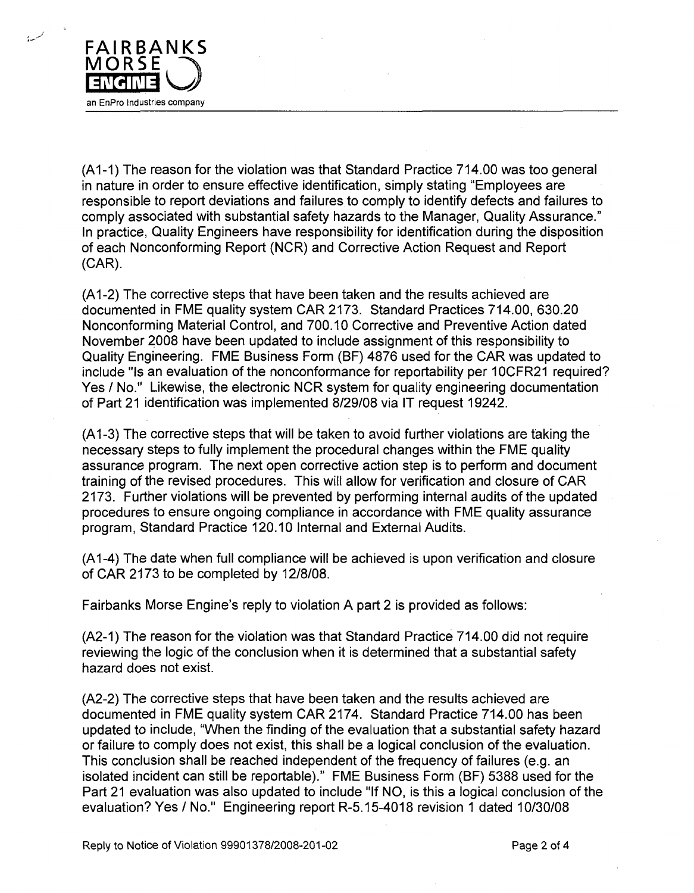(A1-1) The reason for the violation was that Standard Practice 714.00 was too general in nature in order to ensure effective identification, simply stating "Employees are responsible to report deviations and failures to comply to identify defects and failures to comply associated with substantial safety hazards to the Manager, Quality Assurance." In practice, Quality Engineers have responsibility for identification during the disposition of each Nonconforming Report (NCR) and Corrective Action Request and Report (CAR).

(A1-2) The corrective steps that have been taken and the results achieved are documented in FME quality system CAR 2173. Standard Practices 714.00, 630.20 Nonconforming Material Control, and 700.10 Corrective and Preventive Action dated November 2008 have been updated to include assignment of this responsibility to Quality Engineering. FME Business Form (BF) 4876 used for the CAR was updated to include "Is an evaluation of the nonconformance for reportability per 10CFR21 required? Yes / No." Likewise, the electronic NCR system for quality engineering documentation of Part 21 identification was implemented 8/29/08 via IT request 19242.

(A1-3) The corrective steps that will be taken to avoid further violations are taking the necessary steps to fully implement the procedural changes within the FME quality assurance program. The next open corrective action step is to perform and document training of the revised procedures. This will allow for verification and closure of CAR 2173. Further violations will be prevented by performing internal audits of the updated procedures to ensure ongoing compliance in accordance with FME quality assurance program, Standard Practice 120.10 Internal and External Audits.

(A1-4) The date when full compliance will be achieved is upon verification and closure of CAR 2173 to be completed by 12/8/08.

Fairbanks Morse Engine's reply to violation A part 2 is provided as follows:

(A2-1) The reason for the violation was that Standard Practice 714.00 did not require reviewing the logic of the conclusion when it is determined that a substantial safety hazard does not exist.

(A2-2) The corrective steps that have been taken and the results achieved are documented in FME quality system CAR 2174. Standard Practice 714.00 has been updated to include, "When the finding of the evaluation that a substantial safety hazard or failure to comply does not exist, this shall be a logical conclusion of the evaluation. This conclusion shall be reached independent of the frequency of failures (e.g. an isolated incident can still be reportable)." FME Business Form (BF) 5388 used for the Part 21 evaluation was also updated to include "If NO, is this a logical conclusion of the evaluation? Yes / No." Engineering report R-5.15-4018 revision 1 dated 10/30/08

Reply to Notice of Violation 99901378/2008-201-02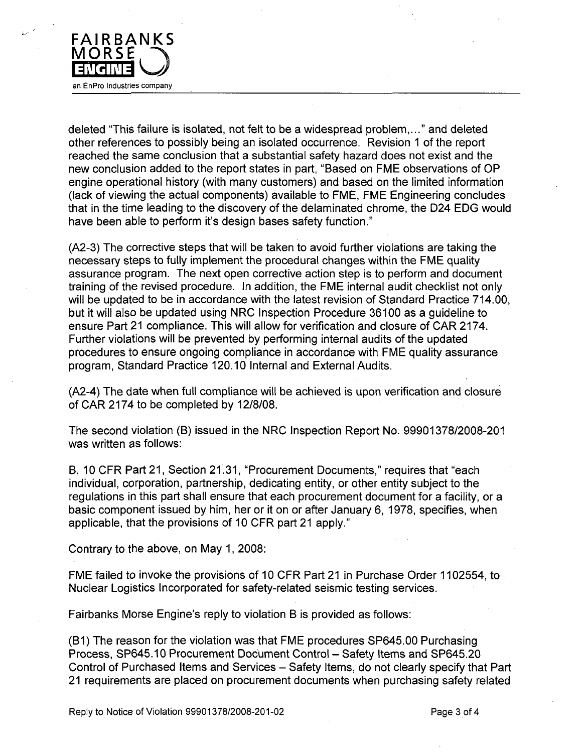deleted "This failure is isolated, not felt to be a widespread problem,..." and deleted other references to possibly being an isolated occurrence. Revision 1 of the report reached the same conclusion that a substantial safety hazard does not exist and the new conclusion added to the report states in part, "Based on FME observations of OP engine operational history (with many customers) and based on the limited information (lack of viewing the actual components) available to FME, FME Engineering concludes that in the time leading to the discovery of the delaminated chrome, the D24 EDG would have been able to perform it's design bases safety function."

(A2-3) The corrective steps that will be taken to avoid further violations are taking the necessary steps to fully implement the procedural changes within the FME quality assurance program. The next open corrective action step is to perform and document training of the revised procedure. In addition, the FME internal audit checklist not only will be updated to be in accordance with the latest revision of Standard Practice 714.00, but it will also be updated using NRC Inspection Procedure 36100 as a guideline to ensure Part 21 compliance. This will allow for verification and closure of CAR 2174. Further violations will be prevented by performing internal audits of the updated procedures to ensure ongoing compliance in accordance with FME quality assurance program, Standard Practice 120.10 Internal and External Audits.

(A2-4) The date when full compliance will be achieved is upon verification and closure of CAR 2174 to be completed by 12/8/08.

The second violation (B) issued in the NRC Inspection Report No. 99901378/2008-201 was written as follows:

B. 10 CFR Part 21, Section 21.31, "Procurement Documents," requires that "each individual, corporation, partnership, dedicating entity, or other entity subject to the regulations in this part shall ensure that each procurement document for a facility, or a basic component issued by him, her or it on or after January 6, 1978, specifies, when applicable, that the provisions of 10 CFR part 21 apply."

Contrary to the above, on May 1, 2008:

FME failed to invoke the provisions of 10 CFR Part 21 in Purchase Order 1102554, to Nuclear Logistics Incorporated for safety-related seismic testing services.

Fairbanks Morse Engine's reply to violation B is provided as follows:

(B1) The reason for the violation was that FME procedures SP645.00 Purchasing Process, SP645.10 Procurement Document Control – Safety Items and SP645.20 Control of Purchased Items and Services – Safety Items, do not clearly specify that Part 21 requirements are placed on procurement documents when purchasing safety related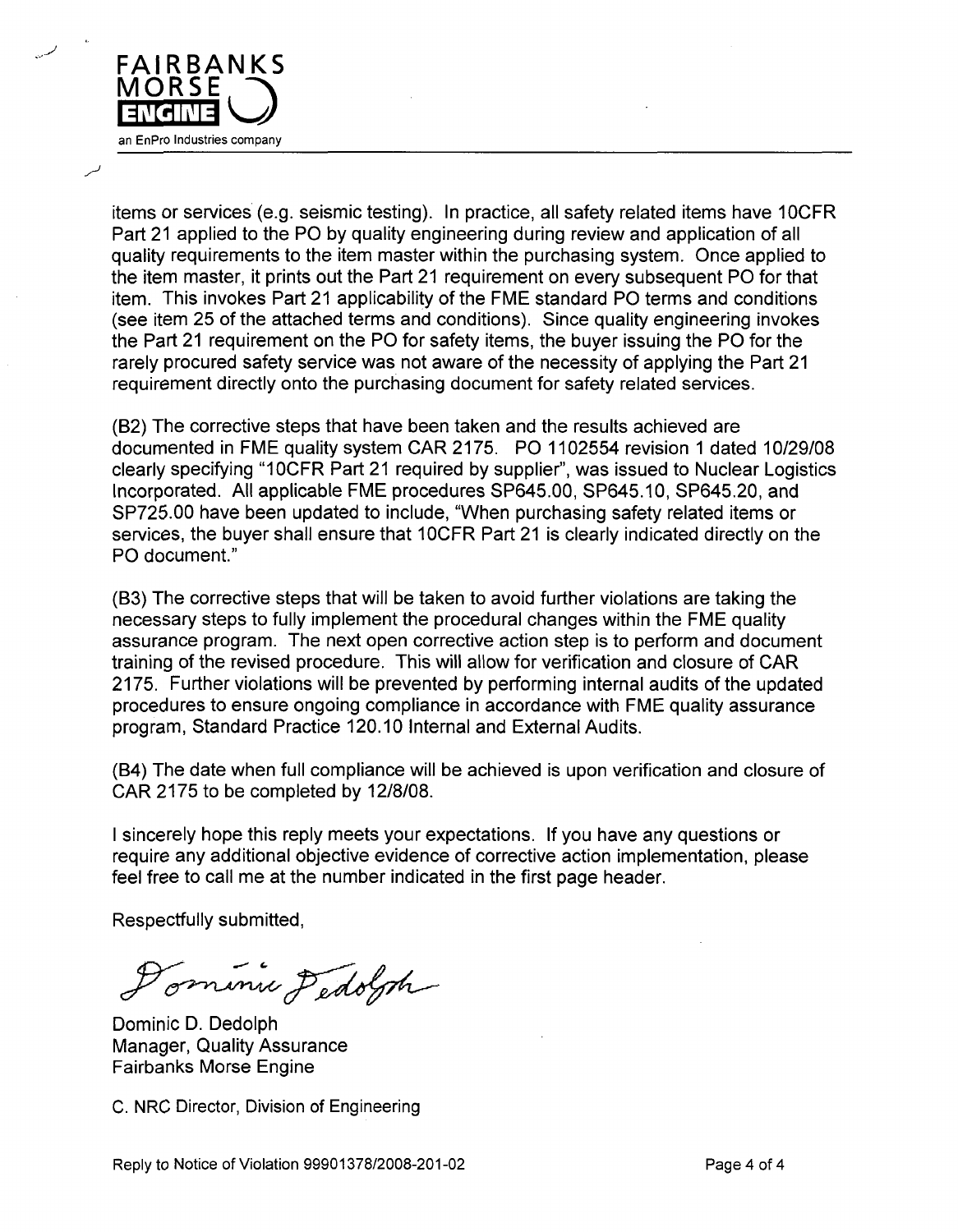items or services (e.g. seismic testing). In practice, all safety related items have 10CFR Part 21 applied to the PO by quality engineering during review and application of all quality requirements to the item master within the purchasing system. Once applied to the item master, it prints out the Part 21 requirement on every subsequent PO for that item. This invokes Part 21 applicability of the FME standard PO terms and conditions (see item 25 of the attached terms and conditions). Since quality engineering invokes the Part 21 requirement on the PO for safety items, the buyer issuing the PO for the rarely procured safety service was not aware of the necessity of applying the Part 21 requirement directly onto the purchasing document for safety related services.

(B2) The corrective steps that have been taken and the results achieved are documented in FME quality system CAR 2175. PO 1102554 revision 1 dated 10/29/08 clearly specifying "10CFR Part 21 required by supplier", was issued to Nuclear Logistics Incorporated. All applicable FME procedures SP645.00, SP645.10, SP645.20, and SP725.00 have been updated to include, "When purchasing safety related items or services, the buyer shall ensure that 10CFR Part 21 is clearly indicated directly on the PO document."

(B3) The corrective steps that will be taken to avoid further violations are taking the necessary steps to fully implement the procedural changes within the FME quality assurance program. The next open corrective action step is to perform and document training of the revised procedure. This will allow for verification and closure of CAR 2175. Further violations will be prevented by performing internal audits of the updated procedures to ensure ongoing compliance in accordance with FME quality assurance program, Standard Practice 120.10 Internal and External Audits.

(B4) The date when full compliance will be achieved is upon verification and closure of CAR 2175 to be completed by 12/8/08.

I sincerely hope this reply meets your expectations. If you have any questions or require any additional objective evidence of corrective action implementation, please feel free to call me at the number indicated in the first page header.

Respectfully submitted,

Dominic Dedolph

Dominic D. Dedolph
Manager, Quality Assurance
Fairbanks Morse Engine

C. NRC Director, Division of Engineering

Reply to Notice of Violation 99901378/2008-201-02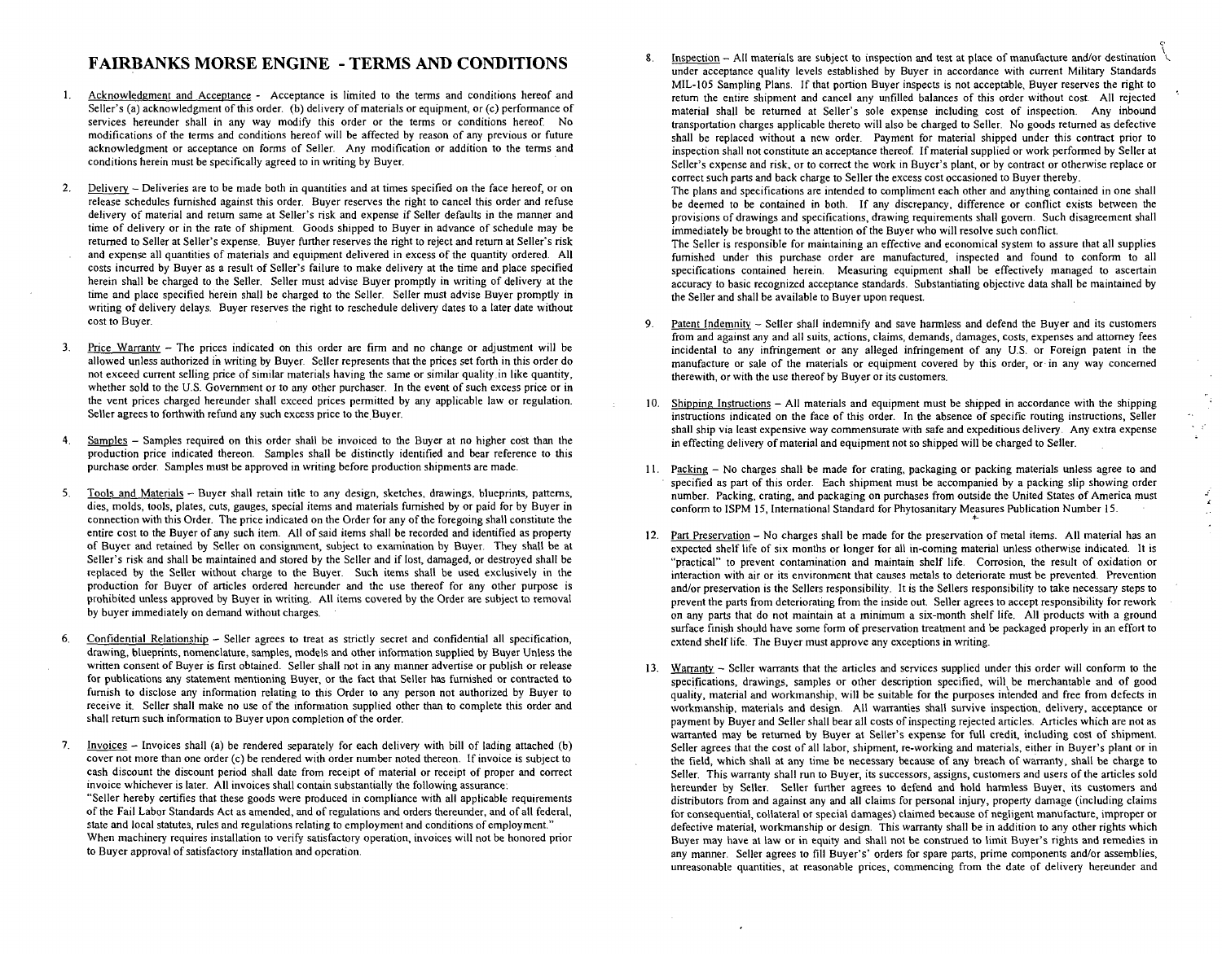# FAIRBANKS MORSE ENGINE - TERMS AND CONDITIONS

1. Acknowledgment and Acceptance - Acceptance is limited to the terms and conditions hereof and Seller's (a) acknowledgment of this order. (b) delivery of materials or equipment, or (c) performance of services hereunder shall in any way modify this order or the terms or conditions hereof. No modifications of the terms and conditions hereof will be affected by reason of any previous or future acknowledgment or acceptance on forms of Seller. Any modification or addition to the terms and conditions herein must be specifically agreed to in writing by Buyer.

2. Delivery – Deliveries are to be made both in quantities and at times specified on the face hereof, or on release schedules furnished against this order. Buyer reserves the right to cancel this order and refuse delivery of material and return same at Seller's risk and expense if Seller defaults in the manner and time of delivery or in the rate of shipment. Goods shipped to Buyer in advance of schedule may be returned to Seller at Seller's expense. Buyer further reserves the right to reject and return at Seller's risk and expense all quantities of materials and equipment delivered in excess of the quantity ordered. All costs incurred by Buyer as a result of Seller's failure to make delivery at the time and place specified herein shall be charged to the Seller. Seller must advise Buyer promptly in writing of delivery at the time and place specified herein shall be charged to the Seller. Seller must advise Buyer promptly in writing of delivery delays. Buyer reserves the right to reschedule delivery dates to a later date without cost to Buyer.

3. Price Warranty – The prices indicated on this order are firm and no change or adjustment will be allowed unless authorized in writing by Buyer. Seller represents that the prices set forth in this order do not exceed current selling price of similar materials having the same or similar quality in like quantity, whether sold to the U.S. Government or to any other purchaser. In the event of such excess price or in the vent prices charged hereunder shall exceed prices permitted by any applicable law or regulation. Seller agrees to forthwith refund any such excess price to the Buyer.

4. Samples – Samples required on this order shall be invoiced to the Buyer at no higher cost than the production price indicated thereon. Samples shall be distinctly identified and bear reference to this purchase order. Samples must be approved in writing before production shipments are made.

5. Tools and Materials – Buyer shall retain title to any design, sketches, drawings, blueprints, patterns, dies, molds, tools, plates, cuts, gauges, special items and materials furnished by or paid for by Buyer in connection with this Order. The price indicated on the Order for any of the foregoing shall constitute the entire cost to the Buyer of any such item. All of said items shall be recorded and identified as property of Buyer and retained by Seller on consignment, subject to examination by Buyer. They shall be at Seller's risk and shall be maintained and stored by the Seller and if lost, damaged, or destroyed shall be replaced by the Seller without charge to the Buyer. Such items shall be used exclusively in the production for Buyer of articles ordered hereunder and the use thereof for any other purpose is prohibited unless approved by Buyer in writing. All items covered by the Order are subject to removal by buyer immediately on demand without charges.

6. Confidential Relationship – Seller agrees to treat as strictly secret and confidential all specification, drawing, blueprints, nomenclature, samples, models and other information supplied by Buyer Unless the written consent of Buyer is first obtained. Seller shall not in any manner advertise or publish or release for publications any statement mentioning Buyer, or the fact that Seller has furnished or contracted to furnish to disclose any information relating to this Order to any person not authorized by Buyer to receive it. Seller shall make no use of the information supplied other than to complete this order and shall return such information to Buyer upon completion of the order.

7. Invoices – Invoices shall (a) be rendered separately for each delivery with bill of lading attached (b) cover not more than one order (c) be rendered with order number noted thereon. If invoice is subject to cash discount the discount period shall date from receipt of material or receipt of proper and correct invoice whichever is later. All invoices shall contain substantially the following assurance:
"Seller hereby certifies that these goods were produced in compliance with all applicable requirements of the Fail Labor Standards Act as amended, and of regulations and orders thereunder, and of all federal, state and local statutes, rules and regulations relating to employment and conditions of employment."
When machinery requires installation to verify satisfactory operation, invoices will not be honored prior to Buyer approval of satisfactory installation and operation.

8. Inspection – All materials are subject to inspection and test at place of manufacture and/or destination under acceptance quality levels established by Buyer in accordance with current Military Standards MIL-105 Sampling Plans. If that portion Buyer inspects is not acceptable, Buyer reserves the right to return the entire shipment and cancel any unfilled balances of this order without cost. All rejected material shall be returned at Seller's sole expense including cost of inspection. Any inbound transportation charges applicable thereto will also be charged to Seller. No goods returned as defective shall be replaced without a new order. Payment for material shipped under this contract prior to inspection shall not constitute an acceptance thereof. If material supplied or work performed by Seller at Seller's expense and risk, or to correct the work in Buyer's plant, or by contract or otherwise replace or correct such parts and back charge to Seller the excess cost occasioned to Buyer thereby.
The plans and specifications are intended to compliment each other and anything contained in one shall be deemed to be contained in both. If any discrepancy, difference or conflict exists between the provisions of drawings and specifications, drawing requirements shall govern. Such disagreement shall immediately be brought to the attention of the Buyer who will resolve such conflict.
The Seller is responsible for maintaining an effective and economical system to assure that all supplies furnished under this purchase order are manufactured, inspected and found to conform to all specifications contained herein. Measuring equipment shall be effectively managed to ascertain accuracy to basic recognized acceptance standards. Substantiating objective data shall be maintained by the Seller and shall be available to Buyer upon request.

9. Patent Indemnity – Seller shall indemnify and save harmless and defend the Buyer and its customers from and against any and all suits, actions, claims, demands, damages, costs, expenses and attorney fees incidental to any infringement or any alleged infringement of any U.S. or Foreign patent in the manufacture or sale of the materials or equipment covered by this order, or in any way concerned therewith, or with the use thereof by Buyer or its customers.

10. Shipping Instructions – All materials and equipment must be shipped in accordance with the shipping instructions indicated on the face of this order. In the absence of specific routing instructions, Seller shall ship via least expensive way commensurate with safe and expeditious delivery. Any extra expense in effecting delivery of material and equipment not so shipped will be charged to Seller.

11. Packing – No charges shall be made for crating, packaging or packing materials unless agree to and specified as part of this order. Each shipment must be accompanied by a packing slip showing order number. Packing, crating, and packaging on purchases from outside the United States of America must conform to ISPM 15, International Standard for Phytosanitary Measures Publication Number 15.

12. Part Preservation – No charges shall be made for the preservation of metal items. All material has an expected shelf life of six months or longer for all in-coming material unless otherwise indicated. It is "practical" to prevent contamination and maintain shelf life. Corrosion, the result of oxidation or interaction with air or its environment that causes metals to deteriorate must be prevented. Prevention and/or preservation is the Sellers responsibility. It is the Sellers responsibility to take necessary steps to prevent the parts from deteriorating from the inside out. Seller agrees to accept responsibility for rework on any parts that do not maintain at a minimum a six-month shelf life. All products with a ground surface finish should have some form of preservation treatment and be packaged properly in an effort to extend shelf life. The Buyer must approve any exceptions in writing.

13. Warranty – Seller warrants that the articles and services supplied under this order will conform to the specifications, drawings, samples or other description specified, will be merchantable and of good quality, material and workmanship, will be suitable for the purposes intended and free from defects in workmanship, materials and design. All warranties shall survive inspection, delivery, acceptance or payment by Buyer and Seller shall bear all costs of inspecting rejected articles. Articles which are not as warranted may be returned by Buyer at Seller's expense for full credit, including cost of shipment. Seller agrees that the cost of all labor, shipment, re-working and materials, either in Buyer's plant or in the field, which shall at any time be necessary because of any breach of warranty, shall be charge to Seller. This warranty shall run to Buyer, its successors, assigns, customers and users of the articles sold hereunder by Seller. Seller further agrees to defend and hold harmless Buyer, its customers and distributors from and against any and all claims for personal injury, property damage (including claims for consequential, collateral or special damages) claimed because of negligent manufacture, improper or defective material, workmanship or design. This warranty shall be in addition to any other rights which Buyer may have at law or in equity and shall not be construed to limit Buyer's rights and remedies in any manner. Seller agrees to fill Buyer's' orders for spare parts, prime components and/or assemblies, unreasonable quantities, at reasonable prices, commencing from the date of delivery hereunder and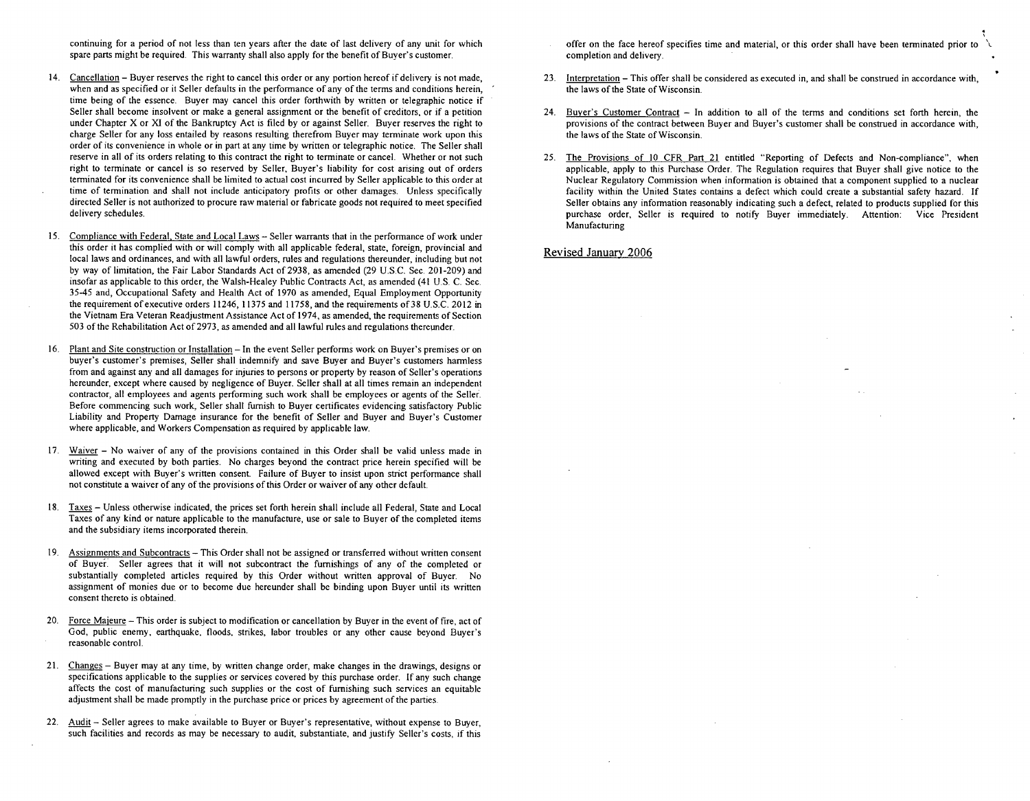continuing for a period of not less than ten years after the date of last delivery of any unit for which spare parts might be required. This warranty shall also apply for the benefit of Buyer's customer.

14. Cancellation – Buyer reserves the right to cancel this order or any portion hereof if delivery is not made, when and as specified or it Seller defaults in the performance of any of the terms and conditions herein, time being of the essence. Buyer may cancel this order forthwith by written or telegraphic notice if Seller shall become insolvent or make a general assignment or the benefit of creditors, or if a petition under Chapter X or XI of the Bankruptcy Act is filed by or against Seller. Buyer reserves the right to charge Seller for any loss entailed by reasons resulting therefrom Buyer may terminate work upon this order of its convenience in whole or in part at any time by written or telegraphic notice. The Seller shall reserve in all of its orders relating to this contract the right to terminate or cancel. Whether or not such right to terminate or cancel is so reserved by Seller, Buyer's liability for cost arising out of orders terminated for its convenience shall be limited to actual cost incurred by Seller applicable to this order at time of termination and shall not include anticipatory profits or other damages. Unless specifically directed Seller is not authorized to procure raw material or fabricate goods not required to meet specified delivery schedules.

15. Compliance with Federal, State and Local Laws – Seller warrants that in the performance of work under this order it has complied with or will comply with all applicable federal, state, foreign, provincial and local laws and ordinances, and with all lawful orders, rules and regulations thereunder, including but not by way of limitation, the Fair Labor Standards Act of 2938, as amended (29 U.S.C. Sec. 201-209) and insofar as applicable to this order, the Walsh-Healey Public Contracts Act, as amended (41 U.S. C. Sec. 35-45 and, Occupational Safety and Health Act of 1970 as amended, Equal Employment Opportunity the requirement of executive orders 11246, 11375 and 11758, and the requirements of 38 U.S.C. 2012 in the Vietnam Era Veteran Readjustment Assistance Act of 1974, as amended, the requirements of Section 503 of the Rehabilitation Act of 2973, as amended and all lawful rules and regulations thereunder.

16. Plant and Site construction or Installation – In the event Seller performs work on Buyer's premises or on buyer's customer's premises, Seller shall indemnify and save Buyer and Buyer's customers harmless from and against any and all damages for injuries to persons or property by reason of Seller's operations hereunder, except where caused by negligence of Buyer. Seller shall at all times remain an independent contractor, all employees and agents performing such work shall be employees or agents of the Seller. Before commencing such work, Seller shall furnish to Buyer certificates evidencing satisfactory Public Liability and Property Damage insurance for the benefit of Seller and Buyer and Buyer's Customer where applicable, and Workers Compensation as required by applicable law.

17. Waiver – No waiver of any of the provisions contained in this Order shall be valid unless made in writing and executed by both parties. No charges beyond the contract price herein specified will be allowed except with Buyer's written consent. Failure of Buyer to insist upon strict performance shall not constitute a waiver of any of the provisions of this Order or waiver of any other default.

18. Taxes – Unless otherwise indicated, the prices set forth herein shall include all Federal, State and Local Taxes of any kind or nature applicable to the manufacture, use or sale to Buyer of the completed items and the subsidiary items incorporated therein.

19. Assignments and Subcontracts – This Order shall not be assigned or transferred without written consent of Buyer. Seller agrees that it will not subcontract the furnishings of any of the completed or substantially completed articles required by this Order without written approval of Buyer. No assignment of monies due or to become due hereunder shall be binding upon Buyer until its written consent thereto is obtained.

20. Force Majeure – This order is subject to modification or cancellation by Buyer in the event of fire, act of God, public enemy, earthquake, floods, strikes, labor troubles or any other cause beyond Buyer's reasonable control.

21. Changes – Buyer may at any time, by written change order, make changes in the drawings, designs or specifications applicable to the supplies or services covered by this purchase order. If any such change affects the cost of manufacturing such supplies or the cost of furnishing such services an equitable adjustment shall be made promptly in the purchase price or prices by agreement of the parties.

22. Audit – Seller agrees to make available to Buyer or Buyer's representative, without expense to Buyer, such facilities and records as may be necessary to audit, substantiate, and justify Seller's costs, if this offer on the face hereof specifies time and material, or this order shall have been terminated prior to completion and delivery.

23. Interpretation – This offer shall be considered as executed in, and shall be construed in accordance with, the laws of the State of Wisconsin.

24. Buyer's Customer Contract – In addition to all of the terms and conditions set forth herein, the provisions of the contract between Buyer and Buyer's customer shall be construed in accordance with, the laws of the State of Wisconsin.

25. The Provisions of 10 CFR Part 21 entitled "Reporting of Defects and Non-compliance", when applicable, apply to this Purchase Order. The Regulation requires that Buyer shall give notice to the Nuclear Regulatory Commission when information is obtained that a component supplied to a nuclear facility within the United States contains a defect which could create a substantial safety hazard. If Seller obtains any information reasonably indicating such a defect, related to products supplied for this purchase order, Seller is required to notify Buyer immediately. Attention: Vice President Manufacturing

Revised January 2006